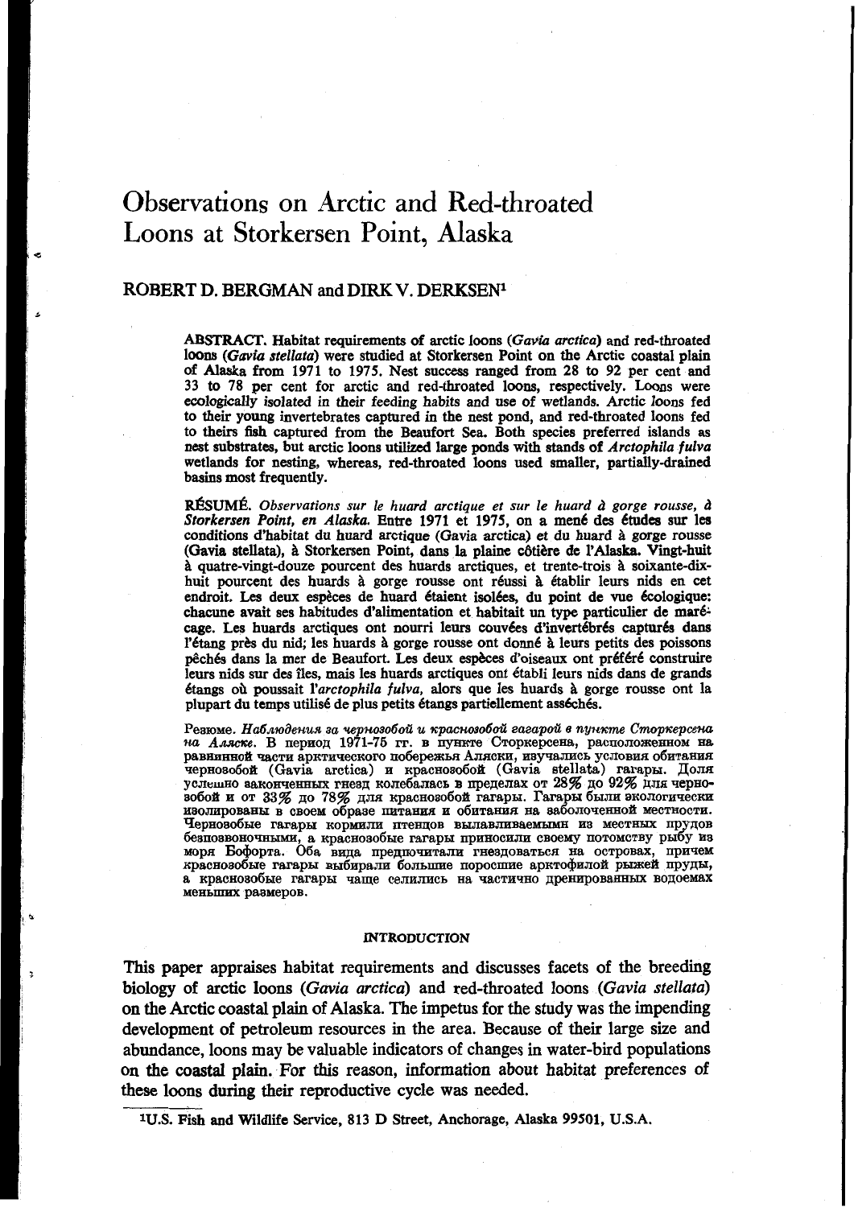# Observations on Arctic and Red-throated Loons at Storkersen Point, Alaska

## ROBERT D. BERGMAN and DIRK V. DERKSEN[1]

**ABSTRACT.** Habitat requirements of arctic loons (*Gavia arctica*) and red-throated loons (*Gavia stellata*) were studied at Storkersen Point on the Arctic coastal plain of Alaska from 1971 to 1975. Nest success ranged from 28 to 92 per cent and 33 to 78 per cent for arctic and red-throated loons, respectively. Loons were ecologically isolated in their feeding habits and use of wetlands. Arctic loons fed to their young invertebrates captured in the nest pond, and red-throated loons fed to theirs fish captured from the Beaufort Sea. Both species preferred islands as nest substrates, but arctic loons utilized large ponds with stands of *Arctophila fulva* wetlands for nesting, whereas, red-throated loons used smaller, partially-drained basins most frequently.

**RÉSUMÉ.** *Observations sur le huard arctique et sur le huard à gorge rousse, à Storkersen Point, en Alaska.* Entre 1971 et 1975, on a mené des études sur les conditions d'habitat du huard arctique (Gavia arctica) et du huard à gorge rousse (Gavia stellata), à Storkersen Point, dans la plaine côtière de l'Alaska. Vingt-huit à quatre-vingt-douze pourcent des huards arctiques, et trente-trois à soixante-dix-huit pourcent des huards à gorge rousse ont réussi à établir leurs nids en cet endroit. Les deux espèces de huard étaient isolées, du point de vue écologique: chacune avait ses habitudes d'alimentation et habitait un type particulier de marécage. Les huards arctiques ont nourri leurs couvées d'invertébrés capturés dans l'étang près du nid; les huards à gorge rousse ont donné à leurs petits des poissons pêchés dans la mer de Beaufort. Les deux espèces d'oiseaux ont préféré construire leurs nids sur des îles, mais les huards arctiques ont établi leurs nids dans de grands étangs où poussait l'*arctophila fulva,* alors que les huards à gorge rousse ont la plupart du temps utilisé de plus petits étangs partiellement asséchés.

Резюме. *Наблюдения за чернозобой и краснозобой гагарой в пункте Сторкерсена на Аляске.* В период 1971-75 гг. в пункте Сторкерсена, расположенном на равнинной части арктического побережья Аляски, изучались условия обитания чернозобой (Gavia arctica) и краснозобой (Gavia stellata) гагары. Доля успешно законченных гнезд колебалась в пределах от 28% до 92% для чернозобой и от 33% до 78% для краснозобой гагары. Гагары были экологически изолированы в своем образе питания и обитания на заболоченной местности. Чернозобые гагары кормили птенцов вылавливаемыми из местных прудов беспозвоночными, а краснозобые гагары приносили своему потомству рыбу из моря Бофорта. Оба вида предпочитали гнездоваться на островах, причем краснозобые гагары выбирали большие поросшие арктофилой рыжей пруды, а краснозобые гагары чаще селились на частично дренированных водоемах меньших размеров.

## INTRODUCTION

This paper appraises habitat requirements and discusses facets of the breeding biology of arctic loons (*Gavia arctica*) and red-throated loons (*Gavia stellata*) on the Arctic coastal plain of Alaska. The impetus for the study was the impending development of petroleum resources in the area. Because of their large size and abundance, loons may be valuable indicators of changes in water-bird populations on the coastal plain. For this reason, information about habitat preferences of these loons during their reproductive cycle was needed.

[1]U.S. Fish and Wildlife Service, 813 D Street, Anchorage, Alaska 99501, U.S.A.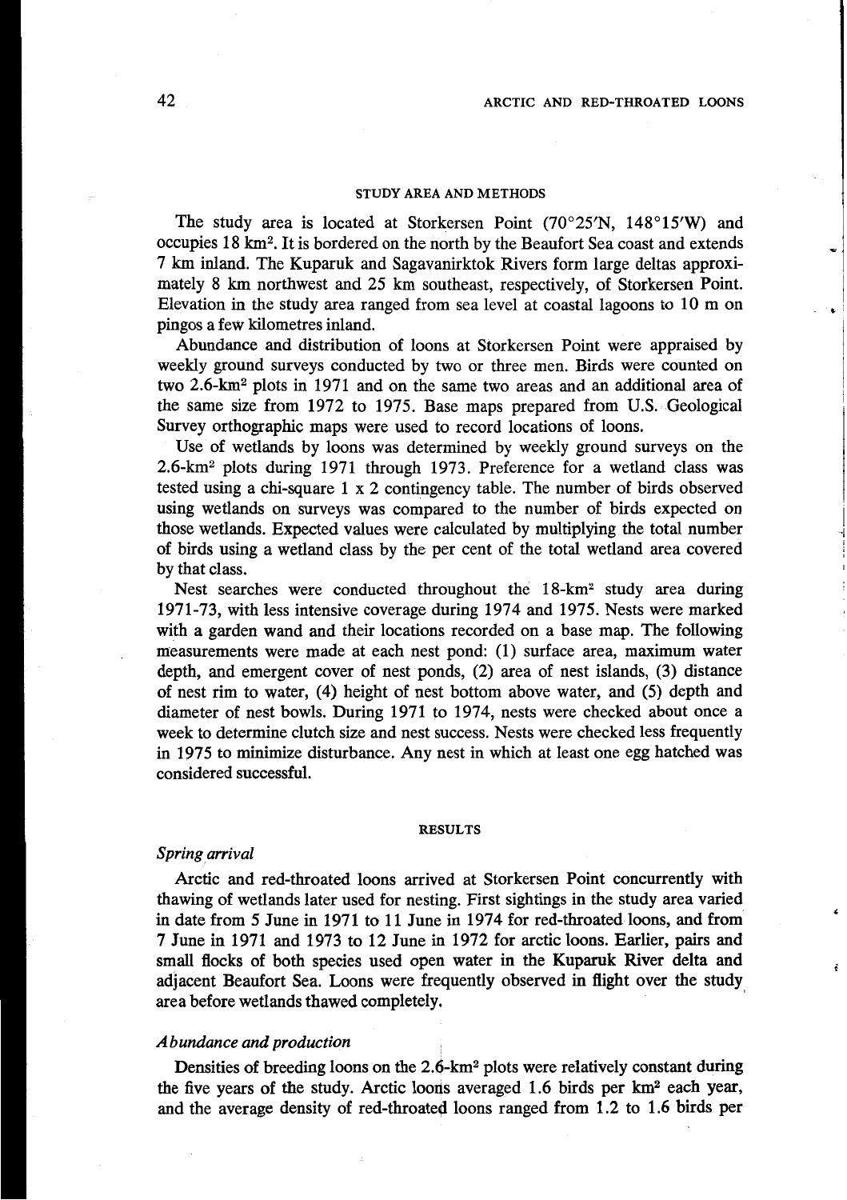## STUDY AREA AND METHODS

The study area is located at Storkersen Point (70°25′N, 148°15′W) and occupies 18 km². It is bordered on the north by the Beaufort Sea coast and extends 7 km inland. The Kuparuk and Sagavanirktok Rivers form large deltas approximately 8 km northwest and 25 km southeast, respectively, of Storkersen Point. Elevation in the study area ranged from sea level at coastal lagoons to 10 m on pingos a few kilometres inland.

Abundance and distribution of loons at Storkersen Point were appraised by weekly ground surveys conducted by two or three men. Birds were counted on two 2.6-km² plots in 1971 and on the same two areas and an additional area of the same size from 1972 to 1975. Base maps prepared from U.S. Geological Survey orthographic maps were used to record locations of loons.

Use of wetlands by loons was determined by weekly ground surveys on the 2.6-km² plots during 1971 through 1973. Preference for a wetland class was tested using a chi-square 1 x 2 contingency table. The number of birds observed using wetlands on surveys was compared to the number of birds expected on those wetlands. Expected values were calculated by multiplying the total number of birds using a wetland class by the per cent of the total wetland area covered by that class.

Nest searches were conducted throughout the 18-km² study area during 1971-73, with less intensive coverage during 1974 and 1975. Nests were marked with a garden wand and their locations recorded on a base map. The following measurements were made at each nest pond: (1) surface area, maximum water depth, and emergent cover of nest ponds, (2) area of nest islands, (3) distance of nest rim to water, (4) height of nest bottom above water, and (5) depth and diameter of nest bowls. During 1971 to 1974, nests were checked about once a week to determine clutch size and nest success. Nests were checked less frequently in 1975 to minimize disturbance. Any nest in which at least one egg hatched was considered successful.

## RESULTS

### *Spring arrival*

Arctic and red-throated loons arrived at Storkersen Point concurrently with thawing of wetlands later used for nesting. First sightings in the study area varied in date from 5 June in 1971 to 11 June in 1974 for red-throated loons, and from 7 June in 1971 and 1973 to 12 June in 1972 for arctic loons. Earlier, pairs and small flocks of both species used open water in the Kuparuk River delta and adjacent Beaufort Sea. Loons were frequently observed in flight over the study area before wetlands thawed completely.

### *Abundance and production*

Densities of breeding loons on the 2.6-km² plots were relatively constant during the five years of the study. Arctic loons averaged 1.6 birds per km² each year, and the average density of red-throated loons ranged from 1.2 to 1.6 birds per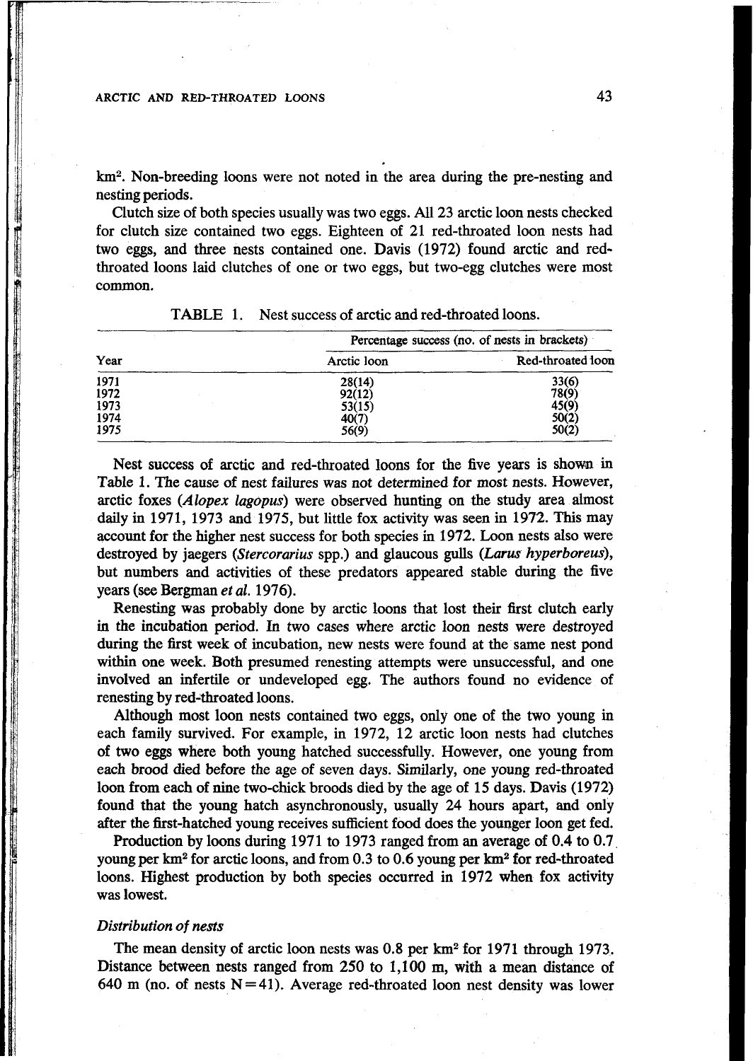km$^2$. Non-breeding loons were not noted in the area during the pre-nesting and nesting periods.

Clutch size of both species usually was two eggs. All 23 arctic loon nests checked for clutch size contained two eggs. Eighteen of 21 red-throated loon nests had two eggs, and three nests contained one. Davis (1972) found arctic and red-throated loons laid clutches of one or two eggs, but two-egg clutches were most common.

TABLE 1. Nest success of arctic and red-throated loons.

| Year | Percentage success (no. of nests in brackets) | |
|---|---|---|
| | Arctic loon | Red-throated loon |
| 1971 | 28(14) | 33(6) |
| 1972 | 92(12) | 78(9) |
| 1973 | 53(15) | 45(9) |
| 1974 | 40(7) | 50(2) |
| 1975 | 56(9) | 50(2) |

Nest success of arctic and red-throated loons for the five years is shown in Table 1. The cause of nest failures was not determined for most nests. However, arctic foxes (*Alopex lagopus*) were observed hunting on the study area almost daily in 1971, 1973 and 1975, but little fox activity was seen in 1972. This may account for the higher nest success for both species in 1972. Loon nests also were destroyed by jaegers (*Stercorarius* spp.) and glaucous gulls (*Larus hyperboreus*), but numbers and activities of these predators appeared stable during the five years (see Bergman *et al.* 1976).

Renesting was probably done by arctic loons that lost their first clutch early in the incubation period. In two cases where arctic loon nests were destroyed during the first week of incubation, new nests were found at the same nest pond within one week. Both presumed renesting attempts were unsuccessful, and one involved an infertile or undeveloped egg. The authors found no evidence of renesting by red-throated loons.

Although most loon nests contained two eggs, only one of the two young in each family survived. For example, in 1972, 12 arctic loon nests had clutches of two eggs where both young hatched successfully. However, one young from each brood died before the age of seven days. Similarly, one young red-throated loon from each of nine two-chick broods died by the age of 15 days. Davis (1972) found that the young hatch asynchronously, usually 24 hours apart, and only after the first-hatched young receives sufficient food does the younger loon get fed.

Production by loons during 1971 to 1973 ranged from an average of 0.4 to 0.7 young per km$^2$ for arctic loons, and from 0.3 to 0.6 young per km$^2$ for red-throated loons. Highest production by both species occurred in 1972 when fox activity was lowest.

### *Distribution of nests*

The mean density of arctic loon nests was 0.8 per km$^2$ for 1971 through 1973. Distance between nests ranged from 250 to 1,100 m, with a mean distance of 640 m (no. of nests $N = 41$). Average red-throated loon nest density was lower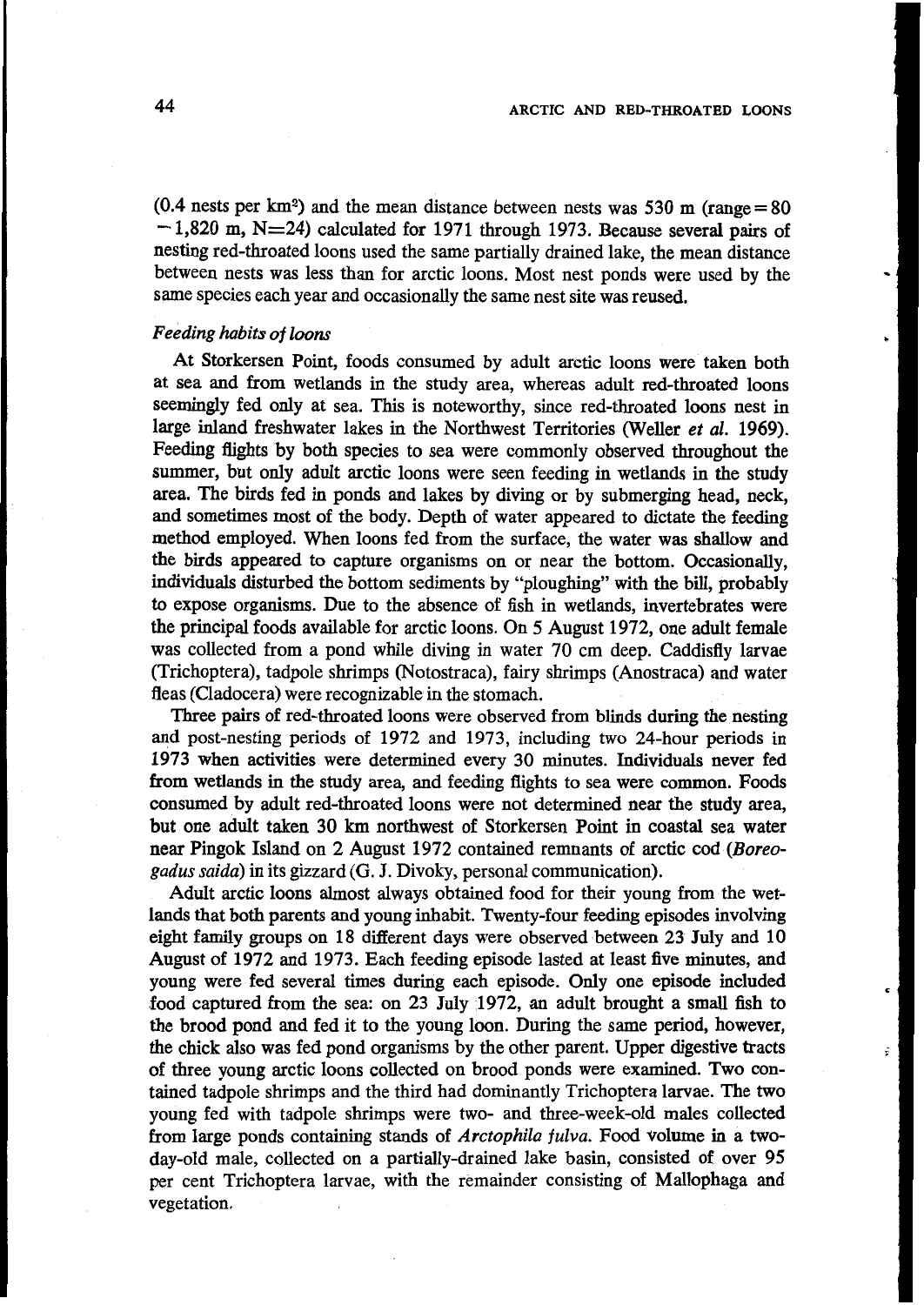(0.4 nests per km$^2$) and the mean distance between nests was 530 m (range = 80 − 1,820 m, N=24) calculated for 1971 through 1973. Because several pairs of nesting red-throated loons used the same partially drained lake, the mean distance between nests was less than for arctic loons. Most nest ponds were used by the same species each year and occasionally the same nest site was reused.

### *Feeding habits of loons*

At Storkersen Point, foods consumed by adult arctic loons were taken both at sea and from wetlands in the study area, whereas adult red-throated loons seemingly fed only at sea. This is noteworthy, since red-throated loons nest in large inland freshwater lakes in the Northwest Territories (Weller *et al.* 1969). Feeding flights by both species to sea were commonly observed throughout the summer, but only adult arctic loons were seen feeding in wetlands in the study area. The birds fed in ponds and lakes by diving or by submerging head, neck, and sometimes most of the body. Depth of water appeared to dictate the feeding method employed. When loons fed from the surface, the water was shallow and the birds appeared to capture organisms on or near the bottom. Occasionally, individuals disturbed the bottom sediments by "ploughing" with the bill, probably to expose organisms. Due to the absence of fish in wetlands, invertebrates were the principal foods available for arctic loons. On 5 August 1972, one adult female was collected from a pond while diving in water 70 cm deep. Caddisfly larvae (Trichoptera), tadpole shrimps (Notostraca), fairy shrimps (Anostraca) and water fleas (Cladocera) were recognizable in the stomach.

Three pairs of red-throated loons were observed from blinds during the nesting and post-nesting periods of 1972 and 1973, including two 24-hour periods in 1973 when activities were determined every 30 minutes. Individuals never fed from wetlands in the study area, and feeding flights to sea were common. Foods consumed by adult red-throated loons were not determined near the study area, but one adult taken 30 km northwest of Storkersen Point in coastal sea water near Pingok Island on 2 August 1972 contained remnants of arctic cod (*Boreogadus saida*) in its gizzard (G. J. Divoky, personal communication).

Adult arctic loons almost always obtained food for their young from the wetlands that both parents and young inhabit. Twenty-four feeding episodes involving eight family groups on 18 different days were observed between 23 July and 10 August of 1972 and 1973. Each feeding episode lasted at least five minutes, and young were fed several times during each episode. Only one episode included food captured from the sea: on 23 July 1972, an adult brought a small fish to the brood pond and fed it to the young loon. During the same period, however, the chick also was fed pond organisms by the other parent. Upper digestive tracts of three young arctic loons collected on brood ponds were examined. Two contained tadpole shrimps and the third had dominantly Trichoptera larvae. The two young fed with tadpole shrimps were two- and three-week-old males collected from large ponds containing stands of *Arctophila fulva*. Food volume in a two-day-old male, collected on a partially-drained lake basin, consisted of over 95 per cent Trichoptera larvae, with the remainder consisting of Mallophaga and vegetation.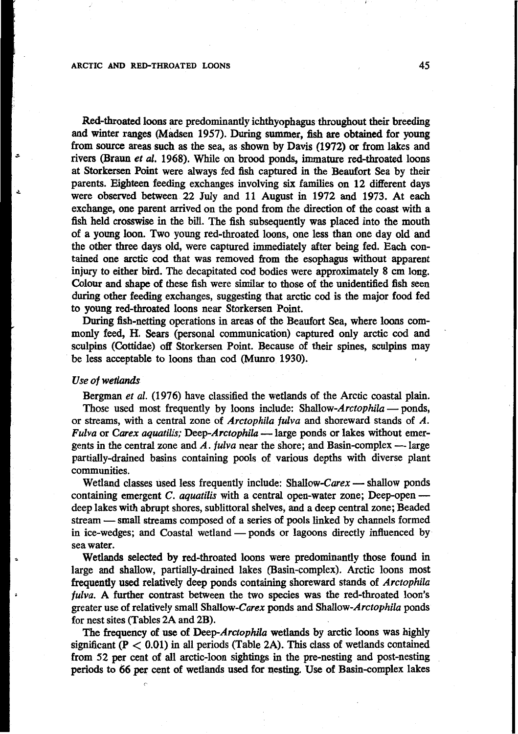Red-throated loons are predominantly ichthyophagus throughout their breeding and winter ranges (Madsen 1957). During summer, fish are obtained for young from source areas such as the sea, as shown by Davis (1972) or from lakes and rivers (Braun *et al.* 1968). While on brood ponds, immature red-throated loons at Storkersen Point were always fed fish captured in the Beaufort Sea by their parents. Eighteen feeding exchanges involving six families on 12 different days were observed between 22 July and 11 August in 1972 and 1973. At each exchange, one parent arrived on the pond from the direction of the coast with a fish held crosswise in the bill. The fish subsequently was placed into the mouth of a young loon. Two young red-throated loons, one less than one day old and the other three days old, were captured immediately after being fed. Each contained one arctic cod that was removed from the esophagus without apparent injury to either bird. The decapitated cod bodies were approximately 8 cm long. Colour and shape of these fish were similar to those of the unidentified fish seen during other feeding exchanges, suggesting that arctic cod is the major food fed to young red-throated loons near Storkersen Point.

During fish-netting operations in areas of the Beaufort Sea, where loons commonly feed, H. Sears (personal communication) captured only arctic cod and sculpins (Cottidae) off Storkersen Point. Because of their spines, sculpins may be less acceptable to loons than cod (Munro 1930).

### *Use of wetlands*

Bergman *et al.* (1976) have classified the wetlands of the Arctic coastal plain.

Those used most frequently by loons include: Shallow-*Arctophila* — ponds, or streams, with a central zone of *Arctophila fulva* and shoreward stands of *A. Fulva* or *Carex aquatilis;* Deep-*Arctophila* — large ponds or lakes without emergents in the central zone and *A. fulva* near the shore; and Basin-complex — large partially-drained basins containing pools of various depths with diverse plant communities.

Wetland classes used less frequently include: Shallow-*Carex* — shallow ponds containing emergent *C. aquatilis* with a central open-water zone; Deep-open — deep lakes with abrupt shores, sublittoral shelves, and a deep central zone; Beaded stream — small streams composed of a series of pools linked by channels formed in ice-wedges; and Coastal wetland — ponds or lagoons directly influenced by sea water.

Wetlands selected by red-throated loons were predominantly those found in large and shallow, partially-drained lakes (Basin-complex). Arctic loons most frequently used relatively deep ponds containing shoreward stands of *Arctophila fulva*. A further contrast between the two species was the red-throated loon's greater use of relatively small Shallow-*Carex* ponds and Shallow-*Arctophila* ponds for nest sites (Tables 2A and 2B).

The frequency of use of Deep-*Arctophila* wetlands by arctic loons was highly significant ($P < 0.01$) in all periods (Table 2A). This class of wetlands contained from 52 per cent of all arctic-loon sightings in the pre-nesting and post-nesting periods to 66 per cent of wetlands used for nesting. Use of Basin-complex lakes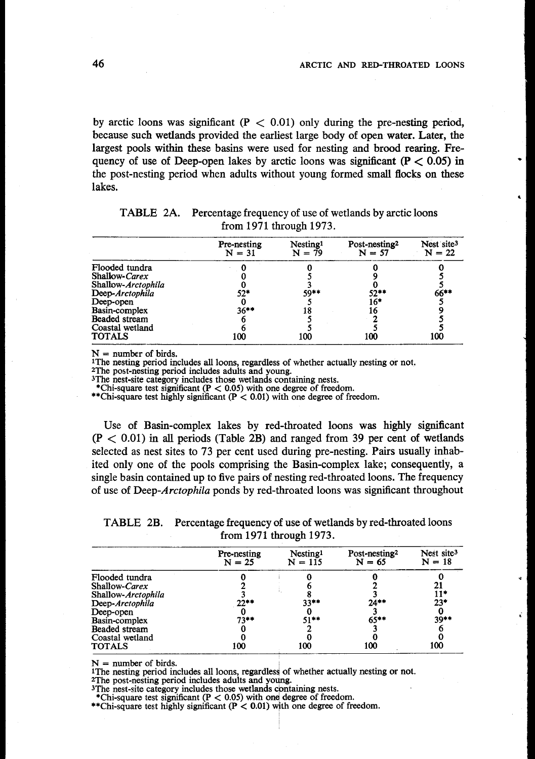by arctic loons was significant ($P < 0.01$) only during the pre-nesting period, because such wetlands provided the earliest large body of open water. Later, the largest pools within these basins were used for nesting and brood rearing. Frequency of use of Deep-open lakes by arctic loons was significant ($P < 0.05$) in the post-nesting period when adults without young formed small flocks on these lakes.

TABLE 2A. Percentage frequency of use of wetlands by arctic loons from 1971 through 1973.

| | Pre-nesting N = 31 | Nesting[1] N = 79 | Post-nesting[2] N = 57 | Nest site[3] N = 22 |
|---|---|---|---|---|
| Flooded tundra | 0 | 0 | 0 | 0 |
| Shallow-*Carex* | 0 | 5 | 9 | 5 |
| Shallow-*Arctophila* | 0 | 3 | 0 | 5 |
| Deep-*Arctophila* | 52* | 59** | 52** | 66** |
| Deep-open | 0 | 5 | 16* | 5 |
| Basin-complex | 36** | 18 | 16 | 9 |
| Beaded stream | 6 | 5 | 2 | 5 |
| Coastal wetland | 6 | 5 | 5 | 5 |
| TOTALS | 100 | 100 | 100 | 100 |

N = number of birds.
[1]The nesting period includes all loons, regardless of whether actually nesting or not.
[2]The post-nesting period includes adults and young.
[3]The nest-site category includes those wetlands containing nests.
*Chi-square test significant ($P < 0.05$) with one degree of freedom.
**Chi-square test highly significant ($P < 0.01$) with one degree of freedom.

Use of Basin-complex lakes by red-throated loons was highly significant ($P < 0.01$) in all periods (Table 2B) and ranged from 39 per cent of wetlands selected as nest sites to 73 per cent used during pre-nesting. Pairs usually inhabited only one of the pools comprising the Basin-complex lake; consequently, a single basin contained up to five pairs of nesting red-throated loons. The frequency of use of Deep-*Arctophila* ponds by red-throated loons was significant throughout

TABLE 2B. Percentage frequency of use of wetlands by red-throated loons from 1971 through 1973.

| | Pre-nesting N = 25 | Nesting[1] N = 115 | Post-nesting[2] N = 65 | Nest site[3] N = 18 |
|---|---|---|---|---|
| Flooded tundra | 0 | 0 | 0 | 0 |
| Shallow-*Carex* | 2 | 6 | 2 | 21 |
| Shallow-*Arctophila* | 3 | 8 | 3 | 11* |
| Deep-*Arctophila* | 22** | 33** | 24** | 23* |
| Deep-open | 0 | 0 | 3 | 0 |
| Basin-complex | 73** | 51** | 65** | 39** |
| Beaded stream | 0 | 2 | 3 | 6 |
| Coastal wetland | 0 | 0 | 0 | 0 |
| TOTALS | 100 | 100 | 100 | 100 |

N = number of birds.
[1]The nesting period includes all loons, regardless of whether actually nesting or not.
[2]The post-nesting period includes adults and young.
[3]The nest-site category includes those wetlands containing nests.
*Chi-square test significant ($P < 0.05$) with one degree of freedom.
**Chi-square test highly significant ($P < 0.01$) with one degree of freedom.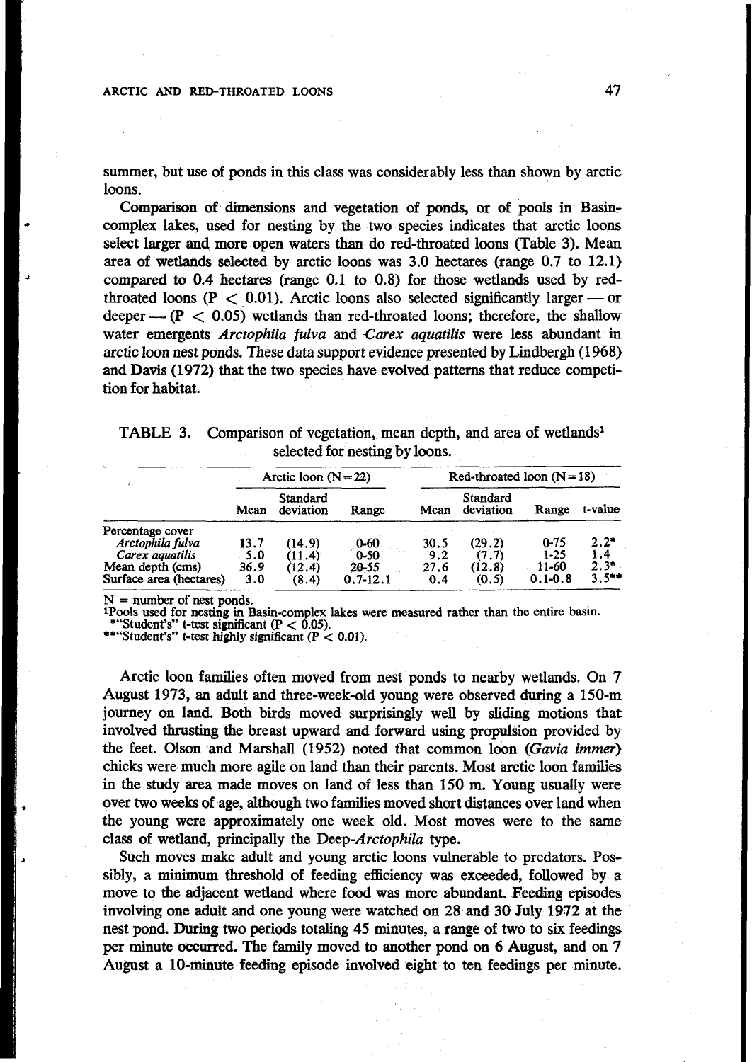summer, but use of ponds in this class was considerably less than shown by arctic loons.

Comparison of dimensions and vegetation of ponds, or of pools in Basin-complex lakes, used for nesting by the two species indicates that arctic loons select larger and more open waters than do red-throated loons (Table 3). Mean area of wetlands selected by arctic loons was 3.0 hectares (range 0.7 to 12.1) compared to 0.4 hectares (range 0.1 to 0.8) for those wetlands used by red-throated loons ($P < 0.01$). Arctic loons also selected significantly larger — or deeper — ($P < 0.05$) wetlands than red-throated loons; therefore, the shallow water emergents *Arctophila fulva* and *Carex aquatilis* were less abundant in arctic loon nest ponds. These data support evidence presented by Lindbergh (1968) and Davis (1972) that the two species have evolved patterns that reduce competition for habitat.

TABLE 3. Comparison of vegetation, mean depth, and area of wetlands[1] selected for nesting by loons.

| | Arctic loon (N=22) | | | Red-throated loon (N=18) | | | |
|---|---|---|---|---|---|---|---|
| | Mean | Standard deviation | Range | Mean | Standard deviation | Range | t-value |
| Percentage cover | | | | | | | |
| *Arctophila fulva* | 13.7 | (14.9) | 0-60 | 30.5 | (29.2) | 0-75 | 2.2* |
| *Carex aquatilis* | 5.0 | (11.4) | 0-50 | 9.2 | (7.7) | 1-25 | 1.4 |
| Mean depth (cms) | 36.9 | (12.4) | 20-55 | 27.6 | (12.8) | 11-60 | 2.3* |
| Surface area (hectares) | 3.0 | (8.4) | 0.7-12.1 | 0.4 | (0.5) | 0.1-0.8 | 3.5** |

N = number of nest ponds.
[1]Pools used for nesting in Basin-complex lakes were measured rather than the entire basin.
*"Student's" t-test significant ($P < 0.05$).
**"Student's" t-test highly significant ($P < 0.01$).

Arctic loon families often moved from nest ponds to nearby wetlands. On 7 August 1973, an adult and three-week-old young were observed during a 150-m journey on land. Both birds moved surprisingly well by sliding motions that involved thrusting the breast upward and forward using propulsion provided by the feet. Olson and Marshall (1952) noted that common loon (*Gavia immer*) chicks were much more agile on land than their parents. Most arctic loon families in the study area made moves on land of less than 150 m. Young usually were over two weeks of age, although two families moved short distances over land when the young were approximately one week old. Most moves were to the same class of wetland, principally the Deep-*Arctophila* type.

Such moves make adult and young arctic loons vulnerable to predators. Possibly, a minimum threshold of feeding efficiency was exceeded, followed by a move to the adjacent wetland where food was more abundant. Feeding episodes involving one adult and one young were watched on 28 and 30 July 1972 at the nest pond. During two periods totaling 45 minutes, a range of two to six feedings per minute occurred. The family moved to another pond on 6 August, and on 7 August a 10-minute feeding episode involved eight to ten feedings per minute.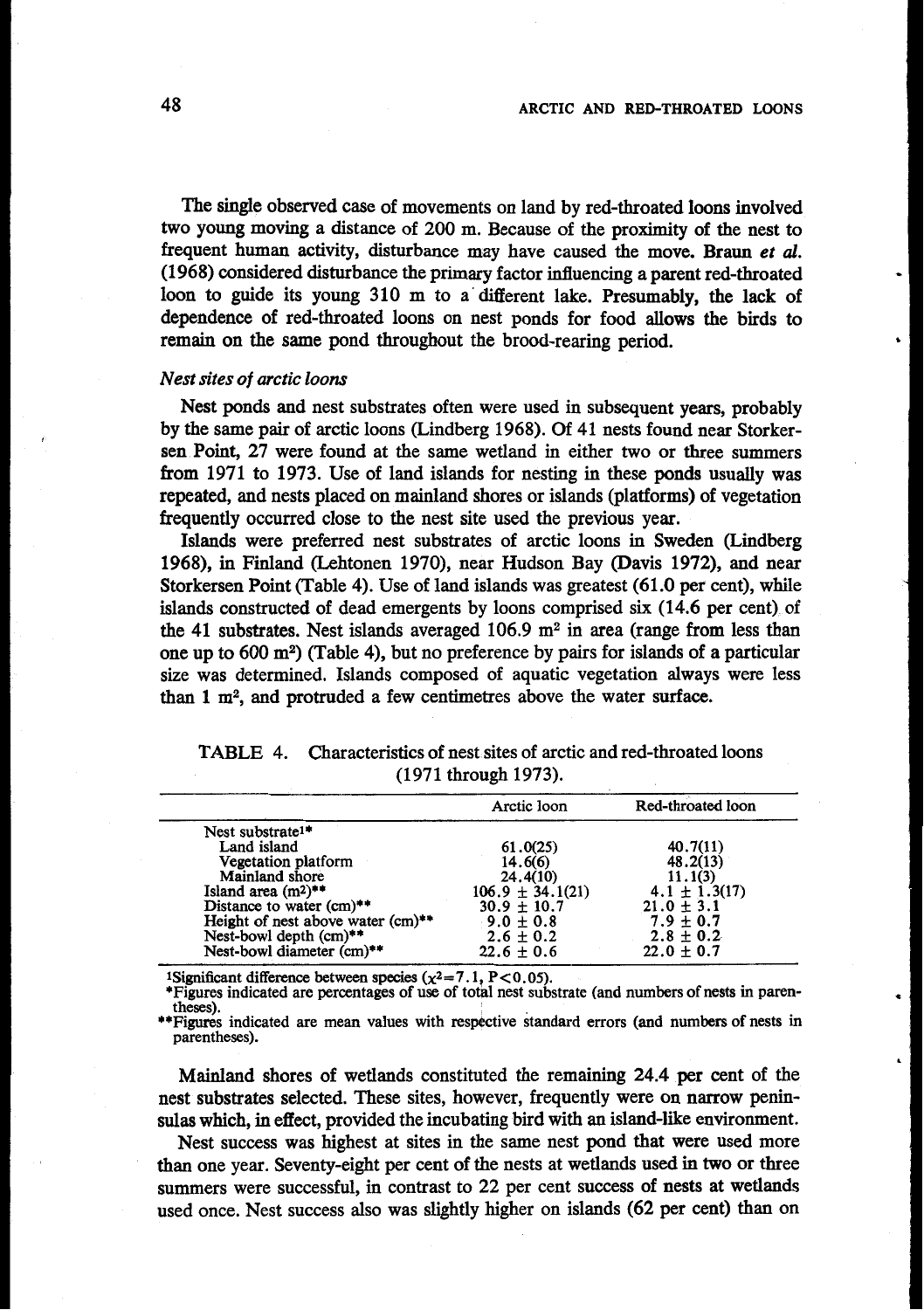The single observed case of movements on land by red-throated loons involved two young moving a distance of 200 m. Because of the proximity of the nest to frequent human activity, disturbance may have caused the move. **Braun *et al.*** (1968) considered disturbance the primary factor influencing a parent red-throated loon to guide its young 310 m to a different lake. Presumably, the lack of dependence of red-throated loons on nest ponds for food allows the birds to remain on the same pond throughout the brood-rearing period.

### *Nest sites of arctic loons*

Nest ponds and nest substrates often were used in subsequent years, probably by the same pair of arctic loons (Lindberg 1968). Of 41 nests found near Storkersen Point, 27 were found at the same wetland in either two or three summers from 1971 to 1973. Use of land islands for nesting in these ponds usually was repeated, and nests placed on mainland shores or islands (platforms) of vegetation frequently occurred close to the nest site used the previous year.

Islands were preferred nest substrates of arctic loons in Sweden (Lindberg 1968), in Finland (Lehtonen 1970), near Hudson Bay (Davis 1972), and near Storkersen Point (Table 4). Use of land islands was greatest (61.0 per cent), while islands constructed of dead emergents by loons comprised six (14.6 per cent) of the 41 substrates. Nest islands averaged 106.9 $m^2$ in area (range from less than one up to 600 $m^2$) (Table 4), but no preference by pairs for islands of a particular size was determined. Islands composed of aquatic vegetation always were less than 1 $m^2$, and protruded a few centimetres above the water surface.

TABLE 4. Characteristics of nest sites of arctic and red-throated loons (1971 through 1973).

| | Arctic loon | Red-throated loon |
|---|---|---|
| Nest substrate[1]* | | |
| Land island | 61.0(25) | 40.7(11) |
| Vegetation platform | 14.6(6) | 48.2(13) |
| Mainland shore | 24.4(10) | 11.1(3) |
| Island area ($m^2$)** | 106.9 ± 34.1(21) | 4.1 ± 1.3(17) |
| Distance to water (cm)** | 30.9 ± 10.7 | 21.0 ± 3.1 |
| Height of nest above water (cm)** | 9.0 ± 0.8 | 7.9 ± 0.7 |
| Nest-bowl depth (cm)** | 2.6 ± 0.2 | 2.8 ± 0.2 |
| Nest-bowl diameter (cm)** | 22.6 ± 0.6 | 22.0 ± 0.7 |

[1]Significant difference between species ($\chi^2=7.1$, $P<0.05$).
*Figures indicated are percentages of use of total nest substrate (and numbers of nests in parentheses).
**Figures indicated are mean values with respective standard errors (and numbers of nests in parentheses).

Mainland shores of wetlands constituted the remaining 24.4 per cent of the nest substrates selected. These sites, however, frequently were on narrow peninsulas which, in effect, provided the incubating bird with an island-like environment.

Nest success was highest at sites in the same nest pond that were used more than one year. Seventy-eight per cent of the nests at wetlands used in two or three summers were successful, in contrast to 22 per cent success of nests at wetlands used once. Nest success also was slightly higher on islands (62 per cent) than on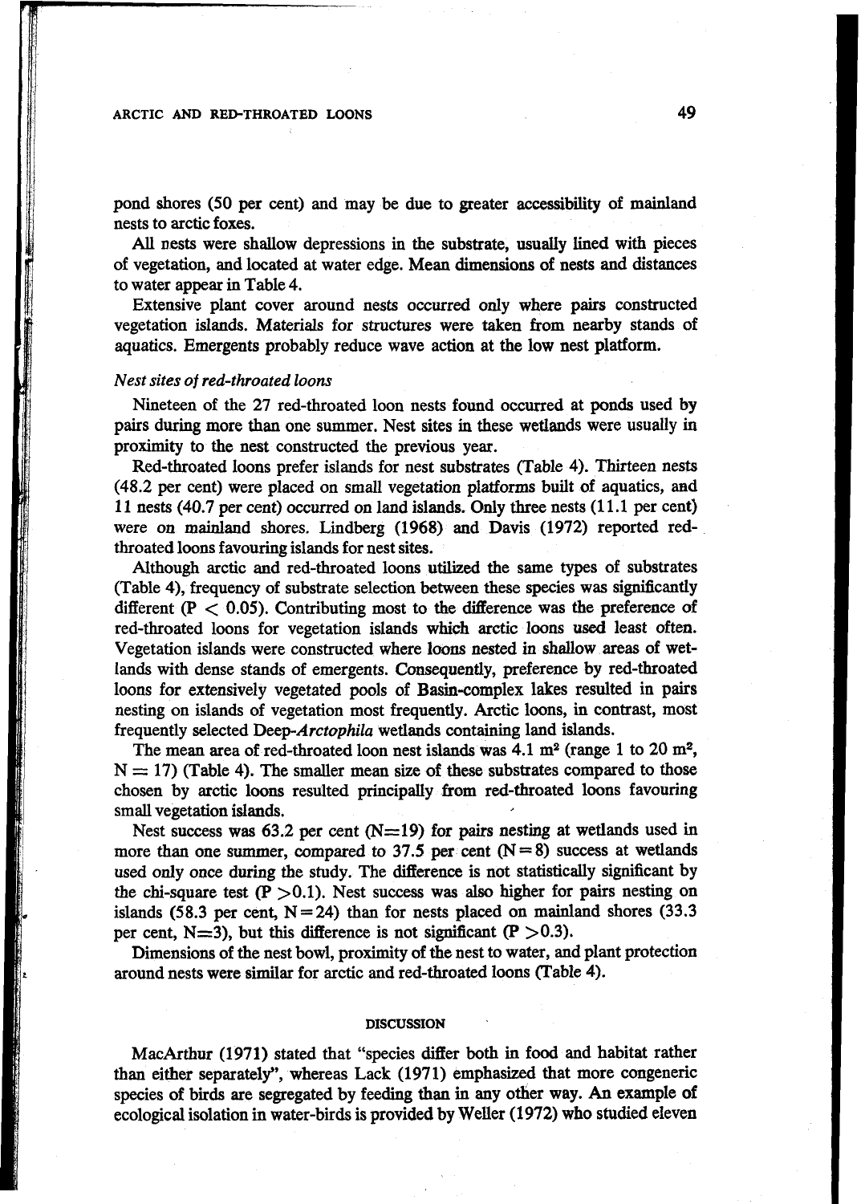pond shores (50 per cent) and may be due to greater accessibility of mainland nests to arctic foxes.

All nests were shallow depressions in the substrate, usually lined with pieces of vegetation, and located at water edge. Mean dimensions of nests and distances to water appear in Table 4.

Extensive plant cover around nests occurred only where pairs constructed vegetation islands. Materials for structures were taken from nearby stands of aquatics. Emergents probably reduce wave action at the low nest platform.

### *Nest sites of red-throated loons*

Nineteen of the 27 red-throated loon nests found occurred at ponds used by pairs during more than one summer. Nest sites in these wetlands were usually in proximity to the nest constructed the previous year.

Red-throated loons prefer islands for nest substrates (Table 4). Thirteen nests (48.2 per cent) were placed on small vegetation platforms built of aquatics, and 11 nests (40.7 per cent) occurred on land islands. Only three nests (11.1 per cent) were on mainland shores. Lindberg (1968) and Davis (1972) reported red-throated loons favouring islands for nest sites.

Although arctic and red-throated loons utilized the same types of substrates (Table 4), frequency of substrate selection between these species was significantly different ($P < 0.05$). Contributing most to the difference was the preference of red-throated loons for vegetation islands which arctic loons used least often. Vegetation islands were constructed where loons nested in shallow areas of wetlands with dense stands of emergents. Consequently, preference by red-throated loons for extensively vegetated pools of Basin-complex lakes resulted in pairs nesting on islands of vegetation most frequently. Arctic loons, in contrast, most frequently selected Deep-*Arctophila* wetlands containing land islands.

The mean area of red-throated loon nest islands was 4.1 m$^2$ (range 1 to 20 m$^2$, $N = 17$) (Table 4). The smaller mean size of these substrates compared to those chosen by arctic loons resulted principally from red-throated loons favouring small vegetation islands.

Nest success was 63.2 per cent ($N=19$) for pairs nesting at wetlands used in more than one summer, compared to 37.5 per cent ($N=8$) success at wetlands used only once during the study. The difference is not statistically significant by the chi-square test ($P > 0.1$). Nest success was also higher for pairs nesting on islands (58.3 per cent, $N=24$) than for nests placed on mainland shores (33.3 per cent, $N=3$), but this difference is not significant ($P > 0.3$).

Dimensions of the nest bowl, proximity of the nest to water, and plant protection around nests were similar for arctic and red-throated loons (Table 4).

## DISCUSSION

MacArthur (1971) stated that "species differ both in food and habitat rather than either separately", whereas Lack (1971) emphasized that more congeneric species of birds are segregated by feeding than in any other way. An example of ecological isolation in water-birds is provided by Weller (1972) who studied eleven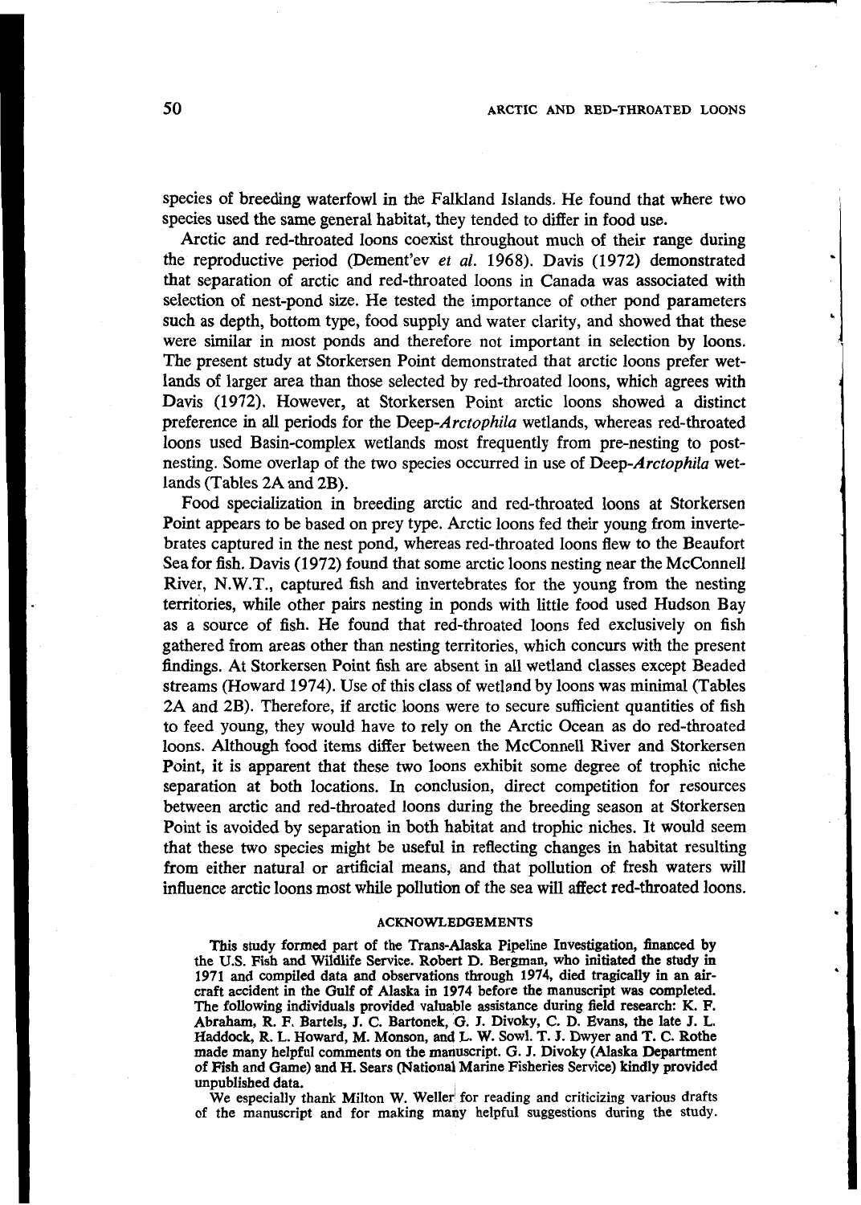species of breeding waterfowl in the Falkland Islands. He found that where two species used the same general habitat, they tended to differ in food use.

Arctic and red-throated loons coexist throughout much of their range during the reproductive period (Dement'ev *et al.* 1968). Davis (1972) demonstrated that separation of arctic and red-throated loons in Canada was associated with selection of nest-pond size. He tested the importance of other pond parameters such as depth, bottom type, food supply and water clarity, and showed that these were similar in most ponds and therefore not important in selection by loons. The present study at Storkersen Point demonstrated that arctic loons prefer wetlands of larger area than those selected by red-throated loons, which agrees with Davis (1972). However, at Storkersen Point arctic loons showed a distinct preference in all periods for the Deep-*Arctophila* wetlands, whereas red-throated loons used Basin-complex wetlands most frequently from pre-nesting to post-nesting. Some overlap of the two species occurred in use of Deep-*Arctophila* wetlands (Tables 2A and 2B).

Food specialization in breeding arctic and red-throated loons at Storkersen Point appears to be based on prey type. Arctic loons fed their young from invertebrates captured in the nest pond, whereas red-throated loons flew to the Beaufort Sea for fish. Davis (1972) found that some arctic loons nesting near the McConnell River, N.W.T., captured fish and invertebrates for the young from the nesting territories, while other pairs nesting in ponds with little food used Hudson Bay as a source of fish. He found that red-throated loons fed exclusively on fish gathered from areas other than nesting territories, which concurs with the present findings. At Storkersen Point fish are absent in all wetland classes except Beaded streams (Howard 1974). Use of this class of wetland by loons was minimal (Tables 2A and 2B). Therefore, if arctic loons were to secure sufficient quantities of fish to feed young, they would have to rely on the Arctic Ocean as do red-throated loons. Although food items differ between the McConnell River and Storkersen Point, it is apparent that these two loons exhibit some degree of trophic niche separation at both locations. In conclusion, direct competition for resources between arctic and red-throated loons during the breeding season at Storkersen Point is avoided by separation in both habitat and trophic niches. It would seem that these two species might be useful in reflecting changes in habitat resulting from either natural or artificial means, and that pollution of fresh waters will influence arctic loons most while pollution of the sea will affect red-throated loons.

## ACKNOWLEDGEMENTS

This study formed part of the Trans-Alaska Pipeline Investigation, financed by the U.S. Fish and Wildlife Service. Robert D. Bergman, who initiated the study in 1971 and compiled data and observations through 1974, died tragically in an aircraft accident in the Gulf of Alaska in 1974 before the manuscript was completed. The following individuals provided valuable assistance during field research: K. F. Abraham, R. F. Bartels, J. C. Bartonek, G. J. Divoky, C. D. Evans, the late J. L. Haddock, R. L. Howard, M. Monson, and L. W. Sowl. T. J. Dwyer and T. C. Rothe made many helpful comments on the manuscript. G. J. Divoky (Alaska Department of Fish and Game) and H. Sears (National Marine Fisheries Service) kindly provided unpublished data.

We especially thank Milton W. Weller for reading and criticizing various drafts of the manuscript and for making many helpful suggestions during the study.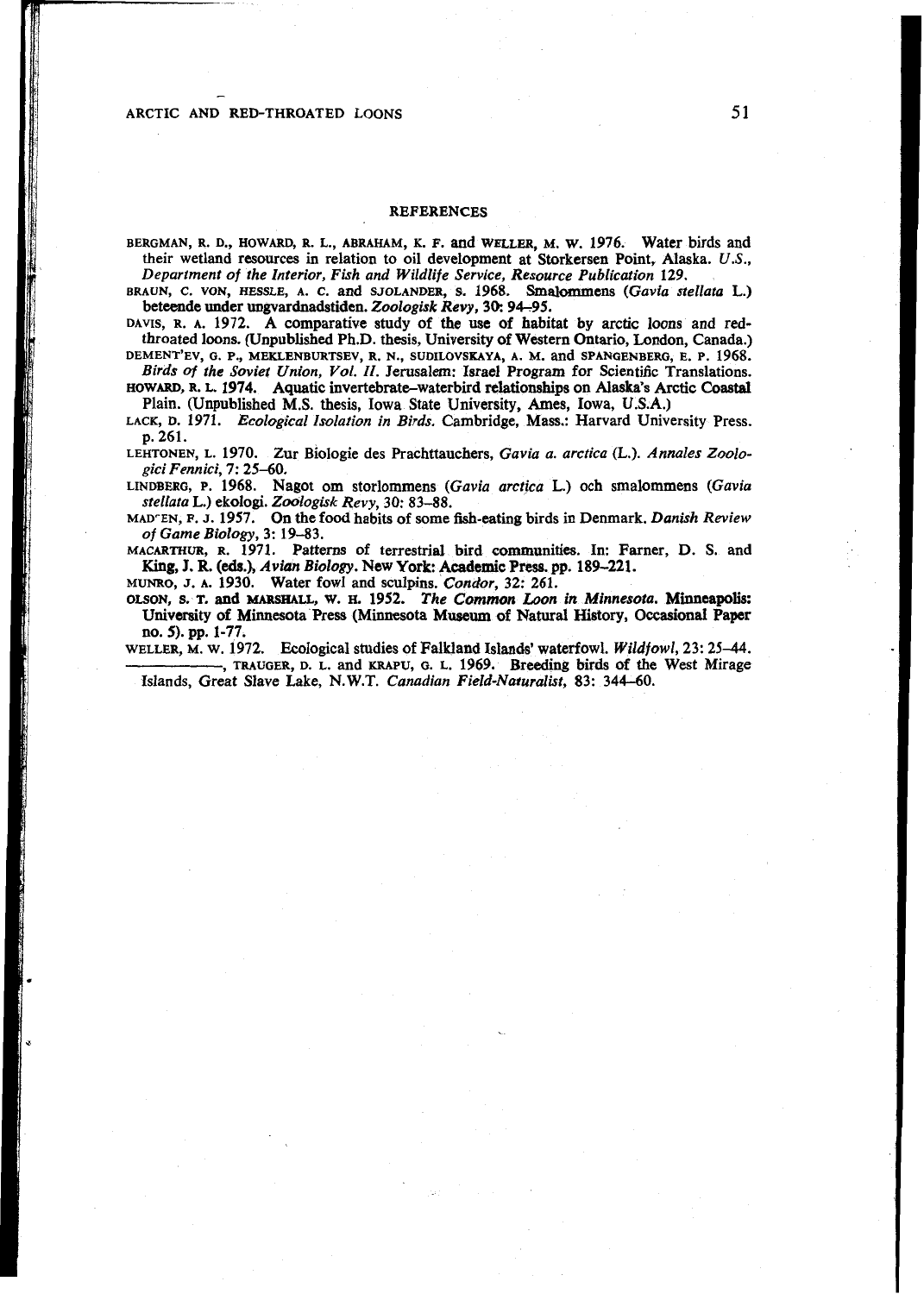## REFERENCES

BERGMAN, R. D., HOWARD, R. L., ABRAHAM, K. F. and WELLER, M. W. 1976. Water birds and their wetland resources in relation to oil development at Storkersen Point, Alaska. *U.S., Department of the Interior, Fish and Wildlife Service, Resource Publication* 129.

BRAUN, C. VON, HESSLE, A. C. and SJOLANDER, S. 1968. Smalommens (*Gavia stellata* L.) beteende under ungvardnadstiden. *Zoologisk Revy*, 30: 94–95.

DAVIS, R. A. 1972. A comparative study of the use of habitat by arctic loons and red-throated loons. (Unpublished Ph.D. thesis, University of Western Ontario, London, Canada.)

DEMENT'EV, G. P., MEKLENBURTSEV, R. N., SUDILOVSKAYA, A. M. and SPANGENBERG, E. P. 1968. *Birds of the Soviet Union, Vol. II.* Jerusalem: Israel Program for Scientific Translations.

HOWARD, R. L. 1974. Aquatic invertebrate–waterbird relationships on Alaska's Arctic Coastal Plain. (Unpublished M.S. thesis, Iowa State University, Ames, Iowa, U.S.A.)

LACK, D. 1971. *Ecological Isolation in Birds.* Cambridge, Mass.: Harvard University Press. p. 261.

LEHTONEN, L. 1970. Zur Biologie des Prachttauchers, *Gavia a. arctica* (L.). *Annales Zoologici Fennici*, 7: 25–60.

LINDBERG, P. 1968. Nagot om storlommens (*Gavia arctica* L.) och smalommens (*Gavia stellata* L.) ekologi. *Zoologisk Revy*, 30: 83–88.

MAD'EN, F. J. 1957. On the food habits of some fish-eating birds in Denmark. *Danish Review of Game Biology*, 3: 19–83.

MACARTHUR, R. 1971. Patterns of terrestrial bird communities. In: Farner, D. S. and King, J. R. (eds.), *Avian Biology*. New York: Academic Press. pp. 189–221.

MUNRO, J. A. 1930. Water fowl and sculpins. *Condor*, 32: 261.

OLSON, S. T. and MARSHALL, W. H. 1952. *The Common Loon in Minnesota.* Minneapolis: University of Minnesota Press (Minnesota Museum of Natural History, Occasional Paper no. 5). pp. 1-77.

WELLER, M. W. 1972. Ecological studies of Falkland Islands' waterfowl. *Wildfowl*, 23: 25–44.

———, TRAUGER, D. L. and KRAPU, G. L. 1969. Breeding birds of the West Mirage Islands, Great Slave Lake, N.W.T. *Canadian Field-Naturalist*, 83: 344–60.